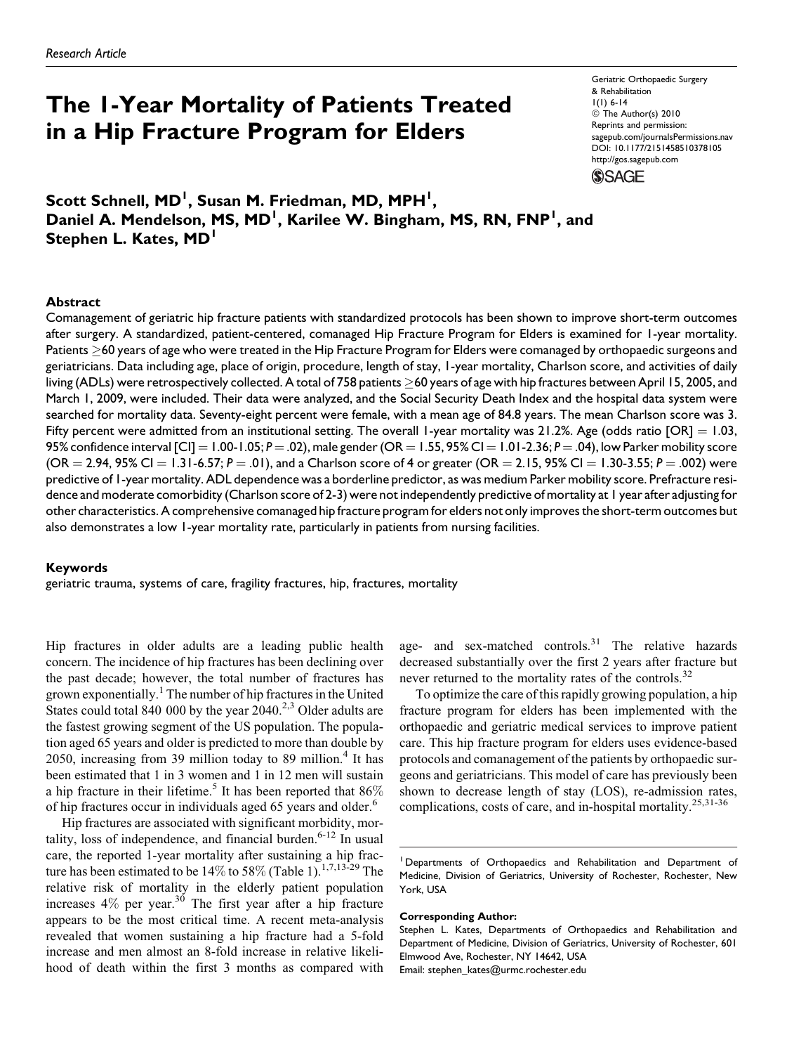Research Article

# The 1-Year Mortality of Patients Treated in a Hip Fracture Program for Elders

Geriatric Orthopaedic Surgery & Rehabilitation
1(1) 6-14
© The Author(s) 2010
Reprints and permission: sagepub.com/journalsPermissions.nav
DOI: 10.1177/2151458510378105
http://gos.sagepub.com

**Scott Schnell, MD[1], Susan M. Friedman, MD, MPH[1], Daniel A. Mendelson, MS, MD[1], Karilee W. Bingham, MS, RN, FNP[1], and Stephen L. Kates, MD[1]**

## Abstract

Comanagement of geriatric hip fracture patients with standardized protocols has been shown to improve short-term outcomes after surgery. A standardized, patient-centered, comanaged Hip Fracture Program for Elders is examined for 1-year mortality. Patients ≥60 years of age who were treated in the Hip Fracture Program for Elders were comanaged by orthopaedic surgeons and geriatricians. Data including age, place of origin, procedure, length of stay, 1-year mortality, Charlson score, and activities of daily living (ADLs) were retrospectively collected. A total of 758 patients ≥60 years of age with hip fractures between April 15, 2005, and March 1, 2009, were included. Their data were analyzed, and the Social Security Death Index and the hospital data system were searched for mortality data. Seventy-eight percent were female, with a mean age of 84.8 years. The mean Charlson score was 3. Fifty percent were admitted from an institutional setting. The overall 1-year mortality was 21.2%. Age (odds ratio [OR] = 1.03, 95% confidence interval [CI] = 1.00-1.05; $P = .02$), male gender (OR = 1.55, 95% CI = 1.01-2.36; $P = .04$), low Parker mobility score (OR = 2.94, 95% CI = 1.31-6.57; $P = .01$), and a Charlson score of 4 or greater (OR = 2.15, 95% CI = 1.30-3.55; $P = .002$) were predictive of 1-year mortality. ADL dependence was a borderline predictor, as was medium Parker mobility score. Prefracture residence and moderate comorbidity (Charlson score of 2-3) were not independently predictive of mortality at 1 year after adjusting for other characteristics. A comprehensive comanaged hip fracture program for elders not only improves the short-term outcomes but also demonstrates a low 1-year mortality rate, particularly in patients from nursing facilities.

### Keywords

geriatric trauma, systems of care, fragility fractures, hip, fractures, mortality

Hip fractures in older adults are a leading public health concern. The incidence of hip fractures has been declining over the past decade; however, the total number of fractures has grown exponentially.[1] The number of hip fractures in the United States could total 840 000 by the year 2040.[2,3] Older adults are the fastest growing segment of the US population. The population aged 65 years and older is predicted to more than double by 2050, increasing from 39 million today to 89 million.[4] It has been estimated that 1 in 3 women and 1 in 12 men will sustain a hip fracture in their lifetime.[5] It has been reported that 86% of hip fractures occur in individuals aged 65 years and older.[6]

Hip fractures are associated with significant morbidity, mortality, loss of independence, and financial burden.[6-12] In usual care, the reported 1-year mortality after sustaining a hip fracture has been estimated to be 14% to 58% (Table 1).[1,7,13-29] The relative risk of mortality in the elderly patient population increases 4% per year.[30] The first year after a hip fracture appears to be the most critical time. A recent meta-analysis revealed that women sustaining a hip fracture had a 5-fold increase and men almost an 8-fold increase in relative likelihood of death within the first 3 months as compared with age- and sex-matched controls.[31] The relative hazards decreased substantially over the first 2 years after fracture but never returned to the mortality rates of the controls.[32]

To optimize the care of this rapidly growing population, a hip fracture program for elders has been implemented with the orthopaedic and geriatric medical services to improve patient care. This hip fracture program for elders uses evidence-based protocols and comanagement of the patients by orthopaedic surgeons and geriatricians. This model of care has previously been shown to decrease length of stay (LOS), re-admission rates, complications, costs of care, and in-hospital mortality.[25,31-36]

[1] Departments of Orthopaedics and Rehabilitation and Department of Medicine, Division of Geriatrics, University of Rochester, Rochester, New York, USA

**Corresponding Author:**
Stephen L. Kates, Departments of Orthopaedics and Rehabilitation and Department of Medicine, Division of Geriatrics, University of Rochester, 601 Elmwood Ave, Rochester, NY 14642, USA
Email: stephen_kates@urmc.rochester.edu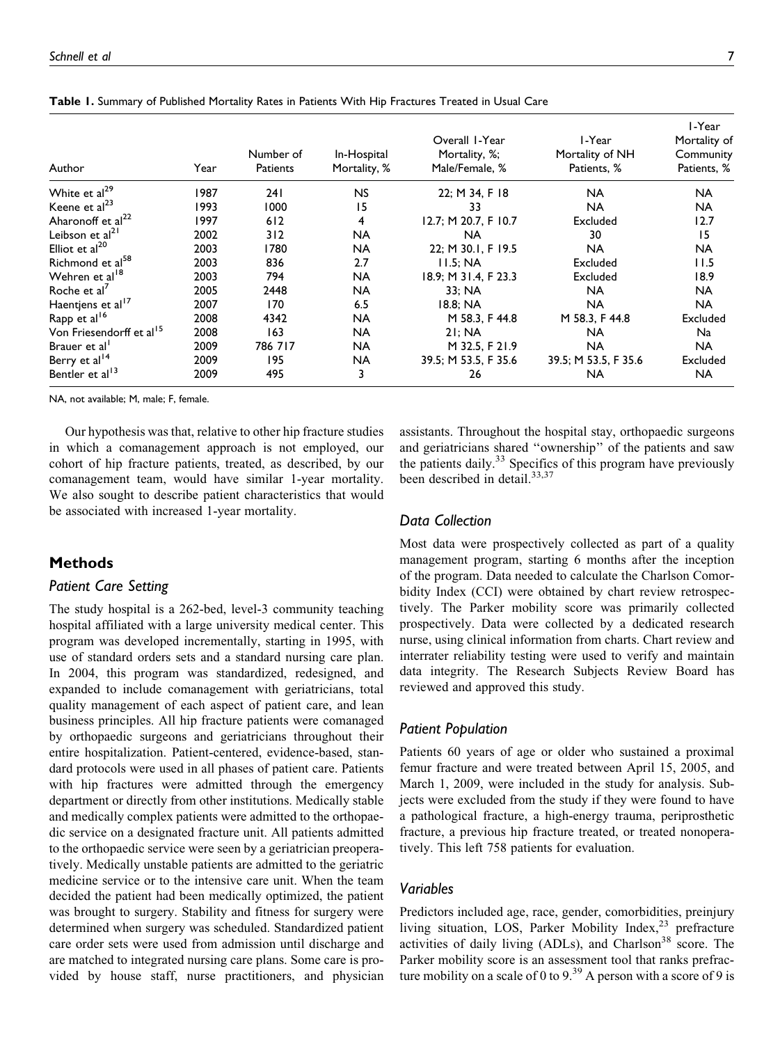**Table 1.** Summary of Published Mortality Rates in Patients With Hip Fractures Treated in Usual Care

| Author | Year | Number of Patients | In-Hospital Mortality, % | Overall 1-Year Mortality, %; Male/Female, % | 1-Year Mortality of NH Patients, % | 1-Year Mortality of Community Patients, % |
|---|---|---|---|---|---|---|
| White et al[29] | 1987 | 241 | NS | 22; M 34, F 18 | NA | NA |
| Keene et al[23] | 1993 | 1000 | 15 | 33 | NA | NA |
| Aharonoff et al[22] | 1997 | 612 | 4 | 12.7; M 20.7, F 10.7 | Excluded | 12.7 |
| Leibson et al[21] | 2002 | 312 | NA | NA | 30 | 15 |
| Elliot et al[20] | 2003 | 1780 | NA | 22; M 30.1, F 19.5 | NA | NA |
| Richmond et al[58] | 2003 | 836 | 2.7 | 11.5; NA | Excluded | 11.5 |
| Wehren et al[18] | 2003 | 794 | NA | 18.9; M 31.4, F 23.3 | Excluded | 18.9 |
| Roche et al[7] | 2005 | 2448 | NA | 33; NA | NA | NA |
| Haentjens et al[17] | 2007 | 170 | 6.5 | 18.8; NA | NA | NA |
| Rapp et al[16] | 2008 | 4342 | NA | M 58.3, F 44.8 | M 58.3, F 44.8 | Excluded |
| Von Friesendorff et al[15] | 2008 | 163 | NA | 21; NA | NA | Na |
| Brauer et al[1] | 2009 | 786 717 | NA | M 32.5, F 21.9 | NA | NA |
| Berry et al[14] | 2009 | 195 | NA | 39.5; M 53.5, F 35.6 | 39.5; M 53.5, F 35.6 | Excluded |
| Bentler et al[13] | 2009 | 495 | 3 | 26 | NA | NA |

NA, not available; M, male; F, female.

Our hypothesis was that, relative to other hip fracture studies in which a comanagement approach is not employed, our cohort of hip fracture patients, treated, as described, by our comanagement team, would have similar 1-year mortality. We also sought to describe patient characteristics that would be associated with increased 1-year mortality.

## Methods

### Patient Care Setting

The study hospital is a 262-bed, level-3 community teaching hospital affiliated with a large university medical center. This program was developed incrementally, starting in 1995, with use of standard orders sets and a standard nursing care plan. In 2004, this program was standardized, redesigned, and expanded to include comanagement with geriatricians, total quality management of each aspect of patient care, and lean business principles. All hip fracture patients were comanaged by orthopaedic surgeons and geriatricians throughout their entire hospitalization. Patient-centered, evidence-based, standard protocols were used in all phases of patient care. Patients with hip fractures were admitted through the emergency department or directly from other institutions. Medically stable and medically complex patients were admitted to the orthopaedic service on a designated fracture unit. All patients admitted to the orthopaedic service were seen by a geriatrician preoperatively. Medically unstable patients are admitted to the geriatric medicine service or to the intensive care unit. When the team decided the patient had been medically optimized, the patient was brought to surgery. Stability and fitness for surgery were determined when surgery was scheduled. Standardized patient care order sets were used from admission until discharge and are matched to integrated nursing care plans. Some care is provided by house staff, nurse practitioners, and physician assistants. Throughout the hospital stay, orthopaedic surgeons and geriatricians shared "ownership" of the patients and saw the patients daily.[33] Specifics of this program have previously been described in detail.[33,37]

### Data Collection

Most data were prospectively collected as part of a quality management program, starting 6 months after the inception of the program. Data needed to calculate the Charlson Comorbidity Index (CCI) were obtained by chart review retrospectively. The Parker mobility score was primarily collected prospectively. Data were collected by a dedicated research nurse, using clinical information from charts. Chart review and interrater reliability testing were used to verify and maintain data integrity. The Research Subjects Review Board has reviewed and approved this study.

### Patient Population

Patients 60 years of age or older who sustained a proximal femur fracture and were treated between April 15, 2005, and March 1, 2009, were included in the study for analysis. Subjects were excluded from the study if they were found to have a pathological fracture, a high-energy trauma, periprosthetic fracture, a previous hip fracture treated, or treated nonoperatively. This left 758 patients for evaluation.

### Variables

Predictors included age, race, gender, comorbidities, preinjury living situation, LOS, Parker Mobility Index,[23] prefracture activities of daily living (ADLs), and Charlson[38] score. The Parker mobility score is an assessment tool that ranks prefracture mobility on a scale of 0 to 9.[39] A person with a score of 9 is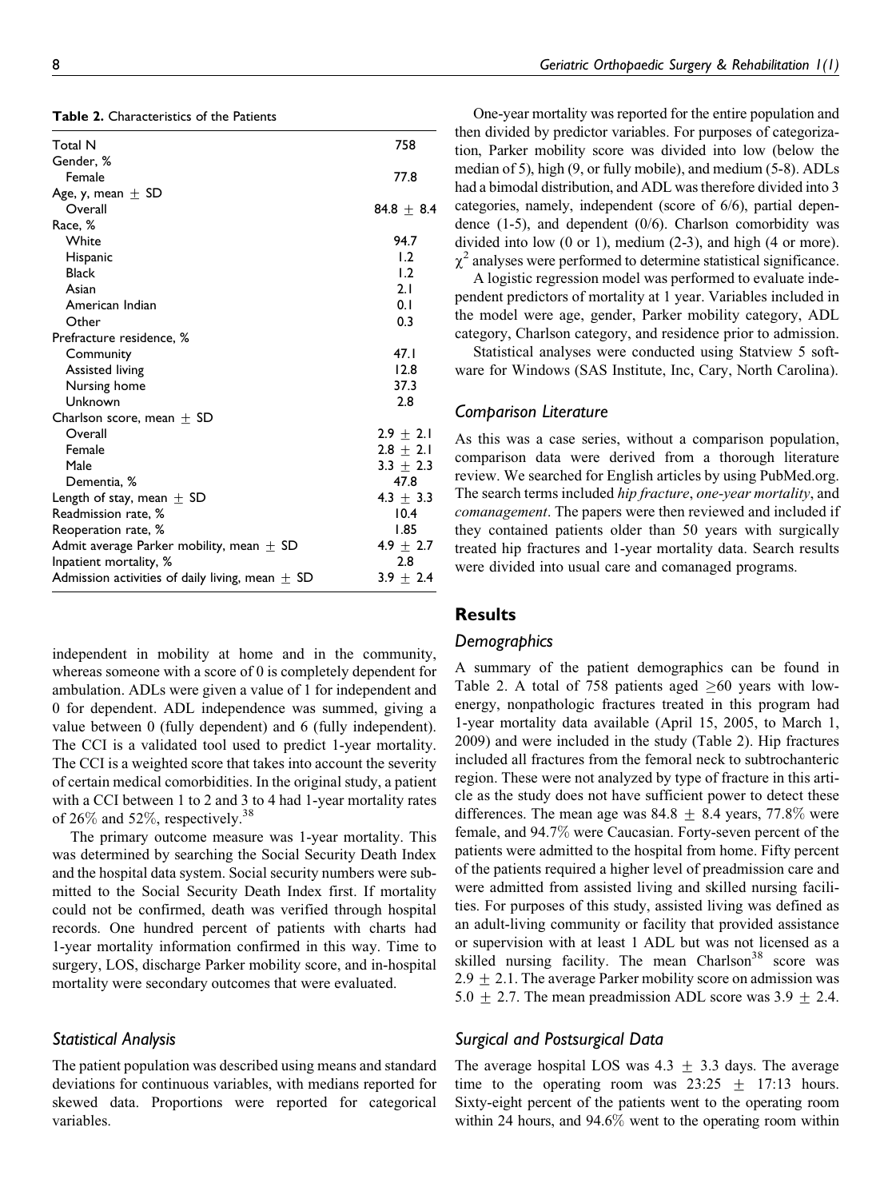**Table 2.** Characteristics of the Patients

| | |
|---|---|
| Total N | 758 |
| Gender, % | |
| Female | 77.8 |
| Age, y, mean ± SD | |
| Overall | 84.8 ± 8.4 |
| Race, % | |
| White | 94.7 |
| Hispanic | 1.2 |
| Black | 1.2 |
| Asian | 2.1 |
| American Indian | 0.1 |
| Other | 0.3 |
| Prefracture residence, % | |
| Community | 47.1 |
| Assisted living | 12.8 |
| Nursing home | 37.3 |
| Unknown | 2.8 |
| Charlson score, mean ± SD | |
| Overall | 2.9 ± 2.1 |
| Female | 2.8 ± 2.1 |
| Male | 3.3 ± 2.3 |
| Dementia, % | 47.8 |
| Length of stay, mean ± SD | 4.3 ± 3.3 |
| Readmission rate, % | 10.4 |
| Reoperation rate, % | 1.85 |
| Admit average Parker mobility, mean ± SD | 4.9 ± 2.7 |
| Inpatient mortality, % | 2.8 |
| Admission activities of daily living, mean ± SD | 3.9 ± 2.4 |

independent in mobility at home and in the community, whereas someone with a score of 0 is completely dependent for ambulation. ADLs were given a value of 1 for independent and 0 for dependent. ADL independence was summed, giving a value between 0 (fully dependent) and 6 (fully independent). The CCI is a validated tool used to predict 1-year mortality. The CCI is a weighted score that takes into account the severity of certain medical comorbidities. In the original study, a patient with a CCI between 1 to 2 and 3 to 4 had 1-year mortality rates of 26% and 52%, respectively.[38]

The primary outcome measure was 1-year mortality. This was determined by searching the Social Security Death Index and the hospital data system. Social security numbers were submitted to the Social Security Death Index first. If mortality could not be confirmed, death was verified through hospital records. One hundred percent of patients with charts had 1-year mortality information confirmed in this way. Time to surgery, LOS, discharge Parker mobility score, and in-hospital mortality were secondary outcomes that were evaluated.

### *Statistical Analysis*

The patient population was described using means and standard deviations for continuous variables, with medians reported for skewed data. Proportions were reported for categorical variables.

One-year mortality was reported for the entire population and then divided by predictor variables. For purposes of categorization, Parker mobility score was divided into low (below the median of 5), high (9, or fully mobile), and medium (5-8). ADLs had a bimodal distribution, and ADL was therefore divided into 3 categories, namely, independent (score of 6/6), partial dependence (1-5), and dependent (0/6). Charlson comorbidity was divided into low (0 or 1), medium (2-3), and high (4 or more). $\chi^2$ analyses were performed to determine statistical significance.

A logistic regression model was performed to evaluate independent predictors of mortality at 1 year. Variables included in the model were age, gender, Parker mobility category, ADL category, Charlson category, and residence prior to admission.

Statistical analyses were conducted using Statview 5 software for Windows (SAS Institute, Inc, Cary, North Carolina).

### *Comparison Literature*

As this was a case series, without a comparison population, comparison data were derived from a thorough literature review. We searched for English articles by using PubMed.org. The search terms included *hip fracture*, *one-year mortality*, and *comanagement*. The papers were then reviewed and included if they contained patients older than 50 years with surgically treated hip fractures and 1-year mortality data. Search results were divided into usual care and comanaged programs.

## Results

### *Demographics*

A summary of the patient demographics can be found in Table 2. A total of 758 patients aged ≥60 years with low-energy, nonpathologic fractures treated in this program had 1-year mortality data available (April 15, 2005, to March 1, 2009) and were included in the study (Table 2). Hip fractures included all fractures from the femoral neck to subtrochanteric region. These were not analyzed by type of fracture in this article as the study does not have sufficient power to detect these differences. The mean age was 84.8 ± 8.4 years, 77.8% were female, and 94.7% were Caucasian. Forty-seven percent of the patients were admitted to the hospital from home. Fifty percent of the patients required a higher level of preadmission care and were admitted from assisted living and skilled nursing facilities. For purposes of this study, assisted living was defined as an adult-living community or facility that provided assistance or supervision with at least 1 ADL but was not licensed as a skilled nursing facility. The mean Charlson[38] score was 2.9 ± 2.1. The average Parker mobility score on admission was 5.0 ± 2.7. The mean preadmission ADL score was 3.9 ± 2.4.

### *Surgical and Postsurgical Data*

The average hospital LOS was 4.3 ± 3.3 days. The average time to the operating room was 23:25 ± 17:13 hours. Sixty-eight percent of the patients went to the operating room within 24 hours, and 94.6% went to the operating room within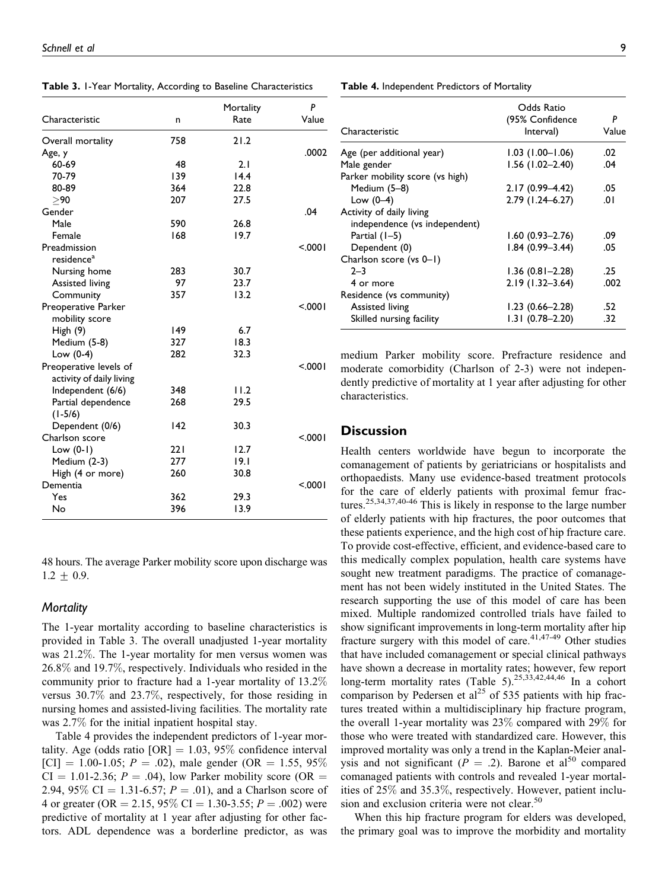**Table 3.** 1-Year Mortality, According to Baseline Characteristics

| Characteristic | n | Mortality Rate | P Value |
|---|---|---|---|
| Overall mortality | 758 | 21.2 | |
| Age, y | | | .0002 |
| 60-69 | 48 | 2.1 | |
| 70-79 | 139 | 14.4 | |
| 80-89 | 364 | 22.8 | |
| ≥90 | 207 | 27.5 | |
| Gender | | | .04 |
| Male | 590 | 26.8 | |
| Female | 168 | 19.7 | |
| Preadmission residence[a] | | | <.0001 |
| Nursing home | 283 | 30.7 | |
| Assisted living | 97 | 23.7 | |
| Community | 357 | 13.2 | |
| Preoperative Parker mobility score | | | <.0001 |
| High (9) | 149 | 6.7 | |
| Medium (5-8) | 327 | 18.3 | |
| Low (0-4) | 282 | 32.3 | |
| Preoperative levels of activity of daily living | | | <.0001 |
| Independent (6/6) | 348 | 11.2 | |
| Partial dependence (1-5/6) | 268 | 29.5 | |
| Dependent (0/6) | 142 | 30.3 | |
| Charlson score | | | <.0001 |
| Low (0-1) | 221 | 12.7 | |
| Medium (2-3) | 277 | 19.1 | |
| High (4 or more) | 260 | 30.8 | |
| Dementia | | | <.0001 |
| Yes | 362 | 29.3 | |
| No | 396 | 13.9 | |

48 hours. The average Parker mobility score upon discharge was 1.2 ± 0.9.

### Mortality

The 1-year mortality according to baseline characteristics is provided in Table 3. The overall unadjusted 1-year mortality was 21.2%. The 1-year mortality for men versus women was 26.8% and 19.7%, respectively. Individuals who resided in the community prior to fracture had a 1-year mortality of 13.2% versus 30.7% and 23.7%, respectively, for those residing in nursing homes and assisted-living facilities. The mortality rate was 2.7% for the initial inpatient hospital stay.

Table 4 provides the independent predictors of 1-year mortality. Age (odds ratio [OR] = 1.03, 95% confidence interval [CI] = 1.00-1.05; $P$ = .02), male gender (OR = 1.55, 95% CI = 1.01-2.36; $P$ = .04), low Parker mobility score (OR = 2.94, 95% CI = 1.31-6.57; $P$ = .01), and a Charlson score of 4 or greater (OR = 2.15, 95% CI = 1.30-3.55; $P$ = .002) were predictive of mortality at 1 year after adjusting for other factors. ADL dependence was a borderline predictor, as was medium Parker mobility score. Prefracture residence and moderate comorbidity (Charlson of 2-3) were not independently predictive of mortality at 1 year after adjusting for other characteristics.

**Table 4.** Independent Predictors of Mortality

| Characteristic | Odds Ratio (95% Confidence Interval) | P Value |
|---|---|---|
| Age (per additional year) | 1.03 (1.00–1.06) | .02 |
| Male gender | 1.56 (1.02–2.40) | .04 |
| Parker mobility score (vs high) | | |
| Medium (5–8) | 2.17 (0.99–4.42) | .05 |
| Low (0–4) | 2.79 (1.24–6.27) | .01 |
| Activity of daily living independence (vs independent) | | |
| Partial (1–5) | 1.60 (0.93–2.76) | .09 |
| Dependent (0) | 1.84 (0.99–3.44) | .05 |
| Charlson score (vs 0–1) | | |
| 2–3 | 1.36 (0.81–2.28) | .25 |
| 4 or more | 2.19 (1.32–3.64) | .002 |
| Residence (vs community) | | |
| Assisted living | 1.23 (0.66–2.28) | .52 |
| Skilled nursing facility | 1.31 (0.78–2.20) | .32 |

## Discussion

Health centers worldwide have begun to incorporate the comanagement of patients by geriatricians or hospitalists and orthopaedists. Many use evidence-based treatment protocols for the care of elderly patients with proximal femur fractures.[25,34,37,40-46] This is likely in response to the large number of elderly patients with hip fractures, the poor outcomes that these patients experience, and the high cost of hip fracture care. To provide cost-effective, efficient, and evidence-based care to this medically complex population, health care systems have sought new treatment paradigms. The practice of comanagement has not been widely instituted in the United States. The research supporting the use of this model of care has been mixed. Multiple randomized controlled trials have failed to show significant improvements in long-term mortality after hip fracture surgery with this model of care.[41,47-49] Other studies that have included comanagement or special clinical pathways have shown a decrease in mortality rates; however, few report long-term mortality rates (Table 5).[25,33,42,44,46] In a cohort comparison by Pedersen et al[25] of 535 patients with hip fractures treated within a multidisciplinary hip fracture program, the overall 1-year mortality was 23% compared with 29% for those who were treated with standardized care. However, this improved mortality was only a trend in the Kaplan-Meier analysis and not significant ($P$ = .2). Barone et al[50] compared comanaged patients with controls and revealed 1-year mortalities of 25% and 35.3%, respectively. However, patient inclusion and exclusion criteria were not clear.[50]

When this hip fracture program for elders was developed, the primary goal was to improve the morbidity and mortality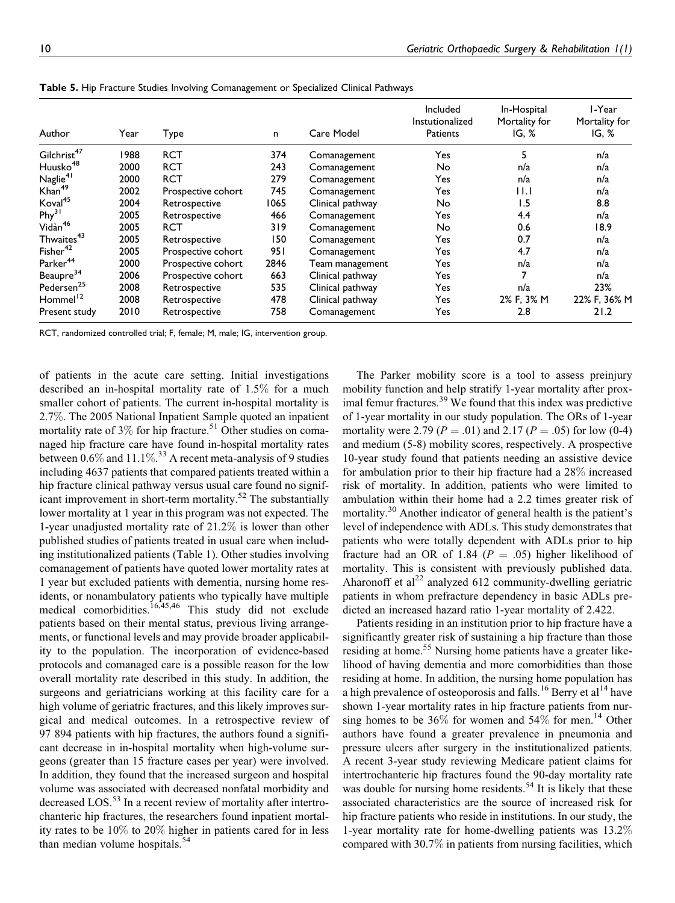**Table 5.** Hip Fracture Studies Involving Comanagement or Specialized Clinical Pathways

| Author | Year | Type | n | Care Model | Included Instutionalized Patients | In-Hospital Mortality for IG, % | 1-Year Mortality for IG, % |
|---|---|---|---|---|---|---|---|
| Gilchrist[47] | 1988 | RCT | 374 | Comanagement | Yes | 5 | n/a |
| Huusko[48] | 2000 | RCT | 243 | Comanagement | No | n/a | n/a |
| Naglie[41] | 2000 | RCT | 279 | Comanagement | Yes | n/a | n/a |
| Khan[49] | 2002 | Prospective cohort | 745 | Comanagement | Yes | 11.1 | n/a |
| Koval[45] | 2004 | Retrospective | 1065 | Clinical pathway | No | 1.5 | 8.8 |
| Phy[31] | 2005 | Retrospective | 466 | Comanagement | Yes | 4.4 | n/a |
| Vidàn[46] | 2005 | RCT | 319 | Comanagement | No | 0.6 | 18.9 |
| Thwaites[43] | 2005 | Retrospective | 150 | Comanagement | Yes | 0.7 | n/a |
| Fisher[42] | 2005 | Prospective cohort | 951 | Comanagement | Yes | 4.7 | n/a |
| Parker[44] | 2000 | Prospective cohort | 2846 | Team management | Yes | n/a | n/a |
| Beaupre[34] | 2006 | Prospective cohort | 663 | Clinical pathway | Yes | 7 | n/a |
| Pedersen[25] | 2008 | Retrospective | 535 | Clinical pathway | Yes | n/a | 23% |
| Hommel[12] | 2008 | Retrospective | 478 | Clinical pathway | Yes | 2% F, 3% M | 22% F, 36% M |
| Present study | 2010 | Retrospective | 758 | Comanagement | Yes | 2.8 | 21.2 |

RCT, randomized controlled trial; F, female; M, male; IG, intervention group.

of patients in the acute care setting. Initial investigations described an in-hospital mortality rate of 1.5% for a much smaller cohort of patients. The current in-hospital mortality is 2.7%. The 2005 National Inpatient Sample quoted an inpatient mortality rate of 3% for hip fracture.[51] Other studies on comanaged hip fracture care have found in-hospital mortality rates between 0.6% and 11.1%.[33] A recent meta-analysis of 9 studies including 4637 patients that compared patients treated within a hip fracture clinical pathway versus usual care found no significant improvement in short-term mortality.[52] The substantially lower mortality at 1 year in this program was not expected. The 1-year unadjusted mortality rate of 21.2% is lower than other published studies of patients treated in usual care when including institutionalized patients (Table 1). Other studies involving comanagement of patients have quoted lower mortality rates at 1 year but excluded patients with dementia, nursing home residents, or nonambulatory patients who typically have multiple medical comorbidities.[16,45,46] This study did not exclude patients based on their mental status, previous living arrangements, or functional levels and may provide broader applicability to the population. The incorporation of evidence-based protocols and comanaged care is a possible reason for the low overall mortality rate described in this study. In addition, the surgeons and geriatricians working at this facility care for a high volume of geriatric fractures, and this likely improves surgical and medical outcomes. In a retrospective review of 97 894 patients with hip fractures, the authors found a significant decrease in in-hospital mortality when high-volume surgeons (greater than 15 fracture cases per year) were involved. In addition, they found that the increased surgeon and hospital volume was associated with decreased nonfatal morbidity and decreased LOS.[53] In a recent review of mortality after intertrochanteric hip fractures, the researchers found inpatient mortality rates to be 10% to 20% higher in patients cared for in less than median volume hospitals.[54]

The Parker mobility score is a tool to assess preinjury mobility function and help stratify 1-year mortality after proximal femur fractures.[39] We found that this index was predictive of 1-year mortality in our study population. The ORs of 1-year mortality were 2.79 ($P = .01$) and 2.17 ($P = .05$) for low (0-4) and medium (5-8) mobility scores, respectively. A prospective 10-year study found that patients needing an assistive device for ambulation prior to their hip fracture had a 28% increased risk of mortality. In addition, patients who were limited to ambulation within their home had a 2.2 times greater risk of mortality.[30] Another indicator of general health is the patient's level of independence with ADLs. This study demonstrates that patients who were totally dependent with ADLs prior to hip fracture had an OR of 1.84 ($P = .05$) higher likelihood of mortality. This is consistent with previously published data. Aharonoff et al[22] analyzed 612 community-dwelling geriatric patients in whom prefracture dependency in basic ADLs predicted an increased hazard ratio 1-year mortality of 2.422.

Patients residing in an institution prior to hip fracture have a significantly greater risk of sustaining a hip fracture than those residing at home.[55] Nursing home patients have a greater likelihood of having dementia and more comorbidities than those residing at home. In addition, the nursing home population has a high prevalence of osteoporosis and falls.[16] Berry et al[14] have shown 1-year mortality rates in hip fracture patients from nursing homes to be 36% for women and 54% for men.[14] Other authors have found a greater prevalence in pneumonia and pressure ulcers after surgery in the institutionalized patients. A recent 3-year study reviewing Medicare patient claims for intertrochanteric hip fractures found the 90-day mortality rate was double for nursing home residents.[54] It is likely that these associated characteristics are the source of increased risk for hip fracture patients who reside in institutions. In our study, the 1-year mortality rate for home-dwelling patients was 13.2% compared with 30.7% in patients from nursing facilities, which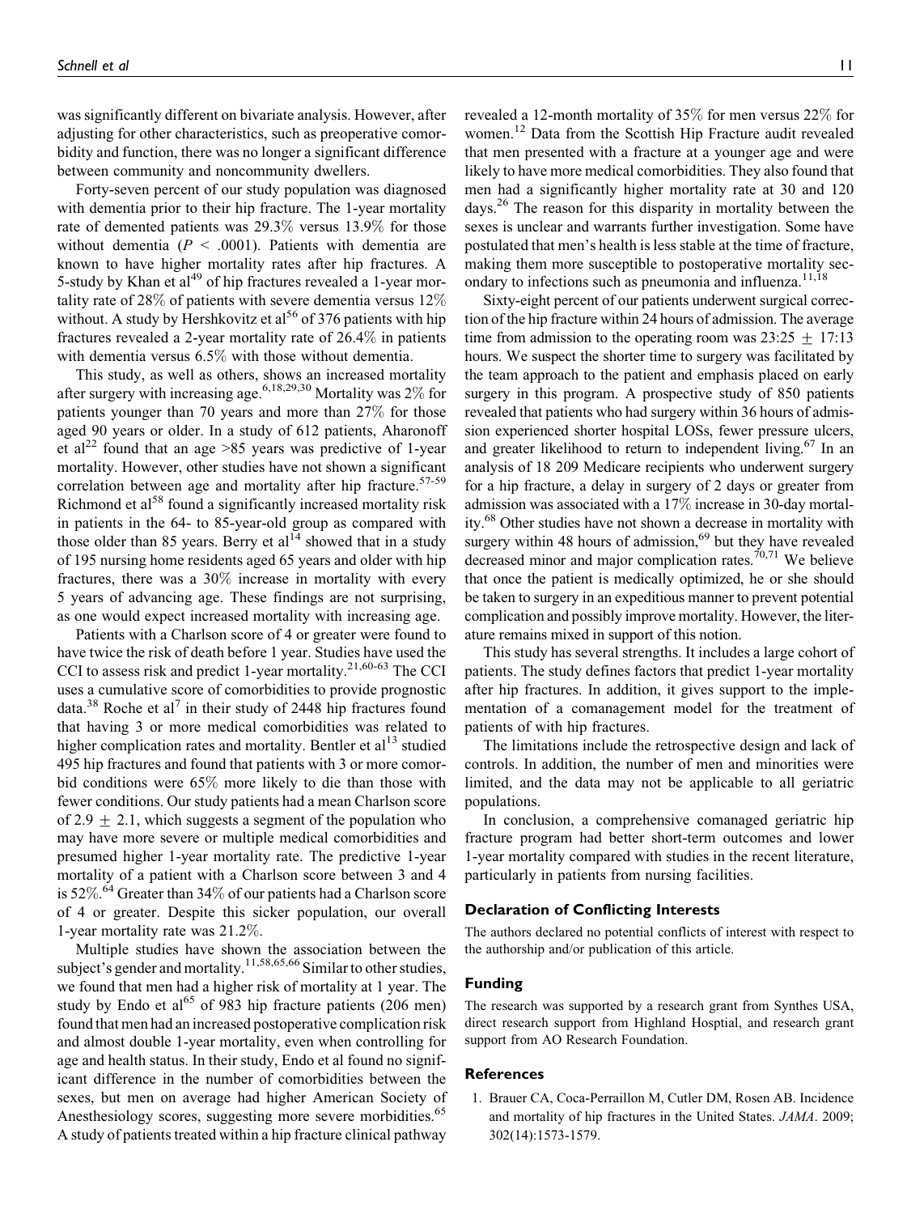was significantly different on bivariate analysis. However, after adjusting for other characteristics, such as preoperative comorbidity and function, there was no longer a significant difference between community and noncommunity dwellers.

Forty-seven percent of our study population was diagnosed with dementia prior to their hip fracture. The 1-year mortality rate of demented patients was 29.3% versus 13.9% for those without dementia ($P < .0001$). Patients with dementia are known to have higher mortality rates after hip fractures. A 5-study by Khan et al[49] of hip fractures revealed a 1-year mortality rate of 28% of patients with severe dementia versus 12% without. A study by Hershkovitz et al[56] of 376 patients with hip fractures revealed a 2-year mortality rate of 26.4% in patients with dementia versus 6.5% with those without dementia.

This study, as well as others, shows an increased mortality after surgery with increasing age.[6,18,29,30] Mortality was 2% for patients younger than 70 years and more than 27% for those aged 90 years or older. In a study of 612 patients, Aharonoff et al[22] found that an age >85 years was predictive of 1-year mortality. However, other studies have not shown a significant correlation between age and mortality after hip fracture.[57-59] Richmond et al[58] found a significantly increased mortality risk in patients in the 64- to 85-year-old group as compared with those older than 85 years. Berry et al[14] showed that in a study of 195 nursing home residents aged 65 years and older with hip fractures, there was a 30% increase in mortality with every 5 years of advancing age. These findings are not surprising, as one would expect increased mortality with increasing age.

Patients with a Charlson score of 4 or greater were found to have twice the risk of death before 1 year. Studies have used the CCI to assess risk and predict 1-year mortality.[21,60-63] The CCI uses a cumulative score of comorbidities to provide prognostic data.[38] Roche et al[7] in their study of 2448 hip fractures found that having 3 or more medical comorbidities was related to higher complication rates and mortality. Bentler et al[13] studied 495 hip fractures and found that patients with 3 or more comorbid conditions were 65% more likely to die than those with fewer conditions. Our study patients had a mean Charlson score of $2.9 \pm 2.1$, which suggests a segment of the population who may have more severe or multiple medical comorbidities and presumed higher 1-year mortality rate. The predictive 1-year mortality of a patient with a Charlson score between 3 and 4 is 52%.[64] Greater than 34% of our patients had a Charlson score of 4 or greater. Despite this sicker population, our overall 1-year mortality rate was 21.2%.

Multiple studies have shown the association between the subject's gender and mortality.[11,58,65,66] Similar to other studies, we found that men had a higher risk of mortality at 1 year. The study by Endo et al[65] of 983 hip fracture patients (206 men) found that men had an increased postoperative complication risk and almost double 1-year mortality, even when controlling for age and health status. In their study, Endo et al found no significant difference in the number of comorbidities between the sexes, but men on average had higher American Society of Anesthesiology scores, suggesting more severe morbidities.[65] A study of patients treated within a hip fracture clinical pathway revealed a 12-month mortality of 35% for men versus 22% for women.[12] Data from the Scottish Hip Fracture audit revealed that men presented with a fracture at a younger age and were likely to have more medical comorbidities. They also found that men had a significantly higher mortality rate at 30 and 120 days.[26] The reason for this disparity in mortality between the sexes is unclear and warrants further investigation. Some have postulated that men's health is less stable at the time of fracture, making them more susceptible to postoperative mortality secondary to infections such as pneumonia and influenza.[11,18]

Sixty-eight percent of our patients underwent surgical correction of the hip fracture within 24 hours of admission. The average time from admission to the operating room was $23{:}25 \pm 17{:}13$ hours. We suspect the shorter time to surgery was facilitated by the team approach to the patient and emphasis placed on early surgery in this program. A prospective study of 850 patients revealed that patients who had surgery within 36 hours of admission experienced shorter hospital LOSs, fewer pressure ulcers, and greater likelihood to return to independent living.[67] In an analysis of 18 209 Medicare recipients who underwent surgery for a hip fracture, a delay in surgery of 2 days or greater from admission was associated with a 17% increase in 30-day mortality.[68] Other studies have not shown a decrease in mortality with surgery within 48 hours of admission,[69] but they have revealed decreased minor and major complication rates.[70,71] We believe that once the patient is medically optimized, he or she should be taken to surgery in an expeditious manner to prevent potential complication and possibly improve mortality. However, the literature remains mixed in support of this notion.

This study has several strengths. It includes a large cohort of patients. The study defines factors that predict 1-year mortality after hip fractures. In addition, it gives support to the implementation of a comanagement model for the treatment of patients of with hip fractures.

The limitations include the retrospective design and lack of controls. In addition, the number of men and minorities were limited, and the data may not be applicable to all geriatric populations.

In conclusion, a comprehensive comanaged geriatric hip fracture program had better short-term outcomes and lower 1-year mortality compared with studies in the recent literature, particularly in patients from nursing facilities.

## Declaration of Conflicting Interests

The authors declared no potential conflicts of interest with respect to the authorship and/or publication of this article.

## Funding

The research was supported by a research grant from Synthes USA, direct research support from Highland Hosptial, and research grant support from AO Research Foundation.

## References

1. Brauer CA, Coca-Perraillon M, Cutler DM, Rosen AB. Incidence and mortality of hip fractures in the United States. *JAMA*. 2009; 302(14):1573-1579.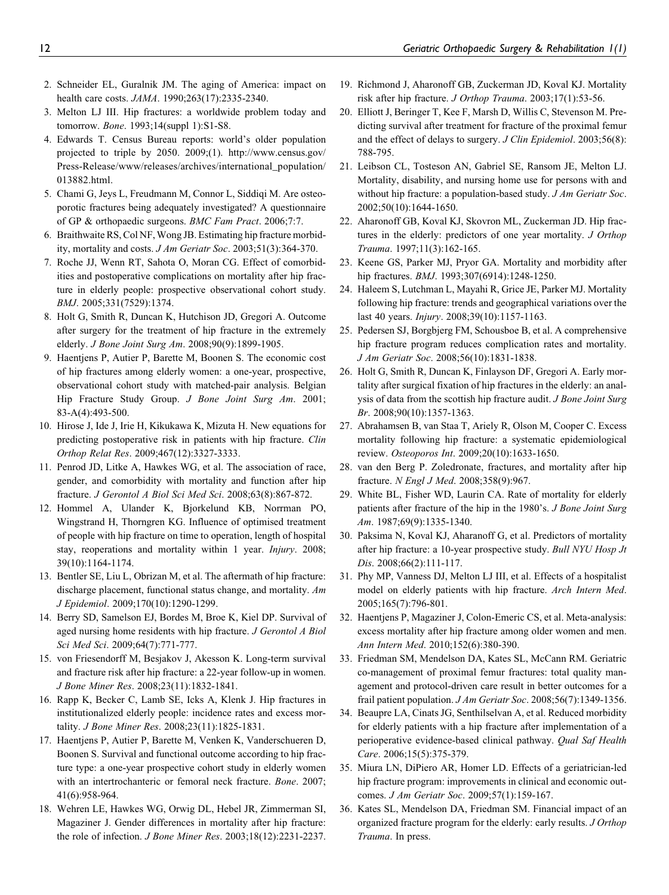2. Schneider EL, Guralnik JM. The aging of America: impact on health care costs. *JAMA*. 1990;263(17):2335-2340.
3. Melton LJ III. Hip fractures: a worldwide problem today and tomorrow. *Bone*. 1993;14(suppl 1):S1-S8.
4. Edwards T. Census Bureau reports: world's older population projected to triple by 2050. 2009;(1). http://www.census.gov/Press-Release/www/releases/archives/international_population/013882.html.
5. Chami G, Jeys L, Freudmann M, Connor L, Siddiqi M. Are osteoporotic fractures being adequately investigated? A questionnaire of GP & orthopaedic surgeons. *BMC Fam Pract*. 2006;7:7.
6. Braithwaite RS, Col NF, Wong JB. Estimating hip fracture morbidity, mortality and costs. *J Am Geriatr Soc*. 2003;51(3):364-370.
7. Roche JJ, Wenn RT, Sahota O, Moran CG. Effect of comorbidities and postoperative complications on mortality after hip fracture in elderly people: prospective observational cohort study. *BMJ*. 2005;331(7529):1374.
8. Holt G, Smith R, Duncan K, Hutchison JD, Gregori A. Outcome after surgery for the treatment of hip fracture in the extremely elderly. *J Bone Joint Surg Am*. 2008;90(9):1899-1905.
9. Haentjens P, Autier P, Barette M, Boonen S. The economic cost of hip fractures among elderly women: a one-year, prospective, observational cohort study with matched-pair analysis. Belgian Hip Fracture Study Group. *J Bone Joint Surg Am*. 2001; 83-A(4):493-500.
10. Hirose J, Ide J, Irie H, Kikukawa K, Mizuta H. New equations for predicting postoperative risk in patients with hip fracture. *Clin Orthop Relat Res*. 2009;467(12):3327-3333.
11. Penrod JD, Litke A, Hawkes WG, et al. The association of race, gender, and comorbidity with mortality and function after hip fracture. *J Gerontol A Biol Sci Med Sci*. 2008;63(8):867-872.
12. Hommel A, Ulander K, Bjorkelund KB, Norrman PO, Wingstrand H, Thorngren KG. Influence of optimised treatment of people with hip fracture on time to operation, length of hospital stay, reoperations and mortality within 1 year. *Injury*. 2008; 39(10):1164-1174.
13. Bentler SE, Liu L, Obrizan M, et al. The aftermath of hip fracture: discharge placement, functional status change, and mortality. *Am J Epidemiol*. 2009;170(10):1290-1299.
14. Berry SD, Samelson EJ, Bordes M, Broe K, Kiel DP. Survival of aged nursing home residents with hip fracture. *J Gerontol A Biol Sci Med Sci*. 2009;64(7):771-777.
15. von Friesendorff M, Besjakov J, Akesson K. Long-term survival and fracture risk after hip fracture: a 22-year follow-up in women. *J Bone Miner Res*. 2008;23(11):1832-1841.
16. Rapp K, Becker C, Lamb SE, Icks A, Klenk J. Hip fractures in institutionalized elderly people: incidence rates and excess mortality. *J Bone Miner Res*. 2008;23(11):1825-1831.
17. Haentjens P, Autier P, Barette M, Venken K, Vanderschueren D, Boonen S. Survival and functional outcome according to hip fracture type: a one-year prospective cohort study in elderly women with an intertrochanteric or femoral neck fracture. *Bone*. 2007; 41(6):958-964.
18. Wehren LE, Hawkes WG, Orwig DL, Hebel JR, Zimmerman SI, Magaziner J. Gender differences in mortality after hip fracture: the role of infection. *J Bone Miner Res*. 2003;18(12):2231-2237.
19. Richmond J, Aharonoff GB, Zuckerman JD, Koval KJ. Mortality risk after hip fracture. *J Orthop Trauma*. 2003;17(1):53-56.
20. Elliott J, Beringer T, Kee F, Marsh D, Willis C, Stevenson M. Predicting survival after treatment for fracture of the proximal femur and the effect of delays to surgery. *J Clin Epidemiol*. 2003;56(8): 788-795.
21. Leibson CL, Tosteson AN, Gabriel SE, Ransom JE, Melton LJ. Mortality, disability, and nursing home use for persons with and without hip fracture: a population-based study. *J Am Geriatr Soc*. 2002;50(10):1644-1650.
22. Aharonoff GB, Koval KJ, Skovron ML, Zuckerman JD. Hip fractures in the elderly: predictors of one year mortality. *J Orthop Trauma*. 1997;11(3):162-165.
23. Keene GS, Parker MJ, Pryor GA. Mortality and morbidity after hip fractures. *BMJ*. 1993;307(6914):1248-1250.
24. Haleem S, Lutchman L, Mayahi R, Grice JE, Parker MJ. Mortality following hip fracture: trends and geographical variations over the last 40 years. *Injury*. 2008;39(10):1157-1163.
25. Pedersen SJ, Borgbjerg FM, Schousboe B, et al. A comprehensive hip fracture program reduces complication rates and mortality. *J Am Geriatr Soc*. 2008;56(10):1831-1838.
26. Holt G, Smith R, Duncan K, Finlayson DF, Gregori A. Early mortality after surgical fixation of hip fractures in the elderly: an analysis of data from the scottish hip fracture audit. *J Bone Joint Surg Br*. 2008;90(10):1357-1363.
27. Abrahamsen B, van Staa T, Ariely R, Olson M, Cooper C. Excess mortality following hip fracture: a systematic epidemiological review. *Osteoporos Int*. 2009;20(10):1633-1650.
28. van den Berg P. Zoledronate, fractures, and mortality after hip fracture. *N Engl J Med*. 2008;358(9):967.
29. White BL, Fisher WD, Laurin CA. Rate of mortality for elderly patients after fracture of the hip in the 1980's. *J Bone Joint Surg Am*. 1987;69(9):1335-1340.
30. Paksima N, Koval KJ, Aharanoff G, et al. Predictors of mortality after hip fracture: a 10-year prospective study. *Bull NYU Hosp Jt Dis*. 2008;66(2):111-117.
31. Phy MP, Vanness DJ, Melton LJ III, et al. Effects of a hospitalist model on elderly patients with hip fracture. *Arch Intern Med*. 2005;165(7):796-801.
32. Haentjens P, Magaziner J, Colon-Emeric CS, et al. Meta-analysis: excess mortality after hip fracture among older women and men. *Ann Intern Med*. 2010;152(6):380-390.
33. Friedman SM, Mendelson DA, Kates SL, McCann RM. Geriatric co-management of proximal femur fractures: total quality management and protocol-driven care result in better outcomes for a frail patient population. *J Am Geriatr Soc*. 2008;56(7):1349-1356.
34. Beaupre LA, Cinats JG, Senthilselvan A, et al. Reduced morbidity for elderly patients with a hip fracture after implementation of a perioperative evidence-based clinical pathway. *Qual Saf Health Care*. 2006;15(5):375-379.
35. Miura LN, DiPiero AR, Homer LD. Effects of a geriatrician-led hip fracture program: improvements in clinical and economic outcomes. *J Am Geriatr Soc*. 2009;57(1):159-167.
36. Kates SL, Mendelson DA, Friedman SM. Financial impact of an organized fracture program for the elderly: early results. *J Orthop Trauma*. In press.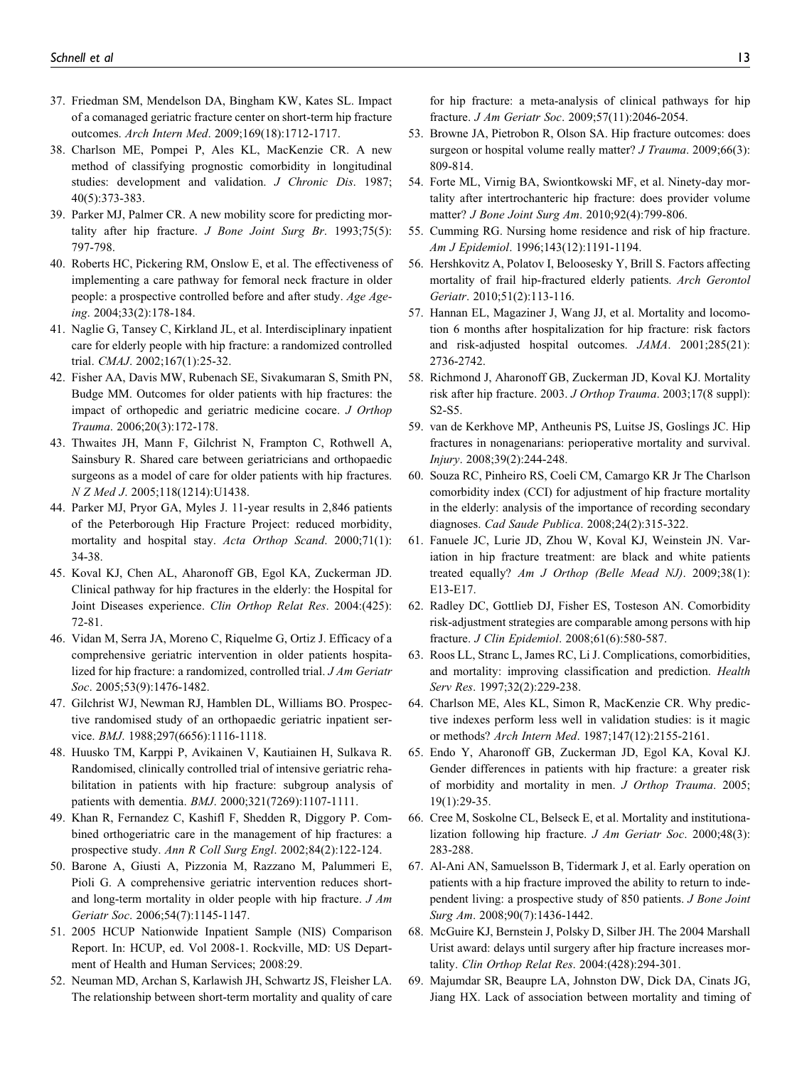37. Friedman SM, Mendelson DA, Bingham KW, Kates SL. Impact of a comanaged geriatric fracture center on short-term hip fracture outcomes. *Arch Intern Med*. 2009;169(18):1712-1717.
38. Charlson ME, Pompei P, Ales KL, MacKenzie CR. A new method of classifying prognostic comorbidity in longitudinal studies: development and validation. *J Chronic Dis*. 1987; 40(5):373-383.
39. Parker MJ, Palmer CR. A new mobility score for predicting mortality after hip fracture. *J Bone Joint Surg Br*. 1993;75(5): 797-798.
40. Roberts HC, Pickering RM, Onslow E, et al. The effectiveness of implementing a care pathway for femoral neck fracture in older people: a prospective controlled before and after study. *Age Ageing*. 2004;33(2):178-184.
41. Naglie G, Tansey C, Kirkland JL, et al. Interdisciplinary inpatient care for elderly people with hip fracture: a randomized controlled trial. *CMAJ*. 2002;167(1):25-32.
42. Fisher AA, Davis MW, Rubenach SE, Sivakumaran S, Smith PN, Budge MM. Outcomes for older patients with hip fractures: the impact of orthopedic and geriatric medicine cocare. *J Orthop Trauma*. 2006;20(3):172-178.
43. Thwaites JH, Mann F, Gilchrist N, Frampton C, Rothwell A, Sainsbury R. Shared care between geriatricians and orthopaedic surgeons as a model of care for older patients with hip fractures. *N Z Med J*. 2005;118(1214):U1438.
44. Parker MJ, Pryor GA, Myles J. 11-year results in 2,846 patients of the Peterborough Hip Fracture Project: reduced morbidity, mortality and hospital stay. *Acta Orthop Scand*. 2000;71(1): 34-38.
45. Koval KJ, Chen AL, Aharonoff GB, Egol KA, Zuckerman JD. Clinical pathway for hip fractures in the elderly: the Hospital for Joint Diseases experience. *Clin Orthop Relat Res*. 2004:(425): 72-81.
46. Vidan M, Serra JA, Moreno C, Riquelme G, Ortiz J. Efficacy of a comprehensive geriatric intervention in older patients hospitalized for hip fracture: a randomized, controlled trial. *J Am Geriatr Soc*. 2005;53(9):1476-1482.
47. Gilchrist WJ, Newman RJ, Hamblen DL, Williams BO. Prospective randomised study of an orthopaedic geriatric inpatient service. *BMJ*. 1988;297(6656):1116-1118.
48. Huusko TM, Karppi P, Avikainen V, Kautiainen H, Sulkava R. Randomised, clinically controlled trial of intensive geriatric rehabilitation in patients with hip fracture: subgroup analysis of patients with dementia. *BMJ*. 2000;321(7269):1107-1111.
49. Khan R, Fernandez C, Kashifl F, Shedden R, Diggory P. Combined orthogeriatric care in the management of hip fractures: a prospective study. *Ann R Coll Surg Engl*. 2002;84(2):122-124.
50. Barone A, Giusti A, Pizzonia M, Razzano M, Palummeri E, Pioli G. A comprehensive geriatric intervention reduces short- and long-term mortality in older people with hip fracture. *J Am Geriatr Soc*. 2006;54(7):1145-1147.
51. 2005 HCUP Nationwide Inpatient Sample (NIS) Comparison Report. In: HCUP, ed. Vol 2008-1. Rockville, MD: US Department of Health and Human Services; 2008:29.
52. Neuman MD, Archan S, Karlawish JH, Schwartz JS, Fleisher LA. The relationship between short-term mortality and quality of care for hip fracture: a meta-analysis of clinical pathways for hip fracture. *J Am Geriatr Soc*. 2009;57(11):2046-2054.
53. Browne JA, Pietrobon R, Olson SA. Hip fracture outcomes: does surgeon or hospital volume really matter? *J Trauma*. 2009;66(3): 809-814.
54. Forte ML, Virnig BA, Swiontkowski MF, et al. Ninety-day mortality after intertrochanteric hip fracture: does provider volume matter? *J Bone Joint Surg Am*. 2010;92(4):799-806.
55. Cumming RG. Nursing home residence and risk of hip fracture. *Am J Epidemiol*. 1996;143(12):1191-1194.
56. Hershkovitz A, Polatov I, Beloosesky Y, Brill S. Factors affecting mortality of frail hip-fractured elderly patients. *Arch Gerontol Geriatr*. 2010;51(2):113-116.
57. Hannan EL, Magaziner J, Wang JJ, et al. Mortality and locomotion 6 months after hospitalization for hip fracture: risk factors and risk-adjusted hospital outcomes. *JAMA*. 2001;285(21): 2736-2742.
58. Richmond J, Aharonoff GB, Zuckerman JD, Koval KJ. Mortality risk after hip fracture. 2003. *J Orthop Trauma*. 2003;17(8 suppl): S2-S5.
59. van de Kerkhove MP, Antheunis PS, Luitse JS, Goslings JC. Hip fractures in nonagenarians: perioperative mortality and survival. *Injury*. 2008;39(2):244-248.
60. Souza RC, Pinheiro RS, Coeli CM, Camargo KR Jr The Charlson comorbidity index (CCI) for adjustment of hip fracture mortality in the elderly: analysis of the importance of recording secondary diagnoses. *Cad Saude Publica*. 2008;24(2):315-322.
61. Fanuele JC, Lurie JD, Zhou W, Koval KJ, Weinstein JN. Variation in hip fracture treatment: are black and white patients treated equally? *Am J Orthop (Belle Mead NJ)*. 2009;38(1): E13-E17.
62. Radley DC, Gottlieb DJ, Fisher ES, Tosteson AN. Comorbidity risk-adjustment strategies are comparable among persons with hip fracture. *J Clin Epidemiol*. 2008;61(6):580-587.
63. Roos LL, Stranc L, James RC, Li J. Complications, comorbidities, and mortality: improving classification and prediction. *Health Serv Res*. 1997;32(2):229-238.
64. Charlson ME, Ales KL, Simon R, MacKenzie CR. Why predictive indexes perform less well in validation studies: is it magic or methods? *Arch Intern Med*. 1987;147(12):2155-2161.
65. Endo Y, Aharonoff GB, Zuckerman JD, Egol KA, Koval KJ. Gender differences in patients with hip fracture: a greater risk of morbidity and mortality in men. *J Orthop Trauma*. 2005; 19(1):29-35.
66. Cree M, Soskolne CL, Belseck E, et al. Mortality and institutionalization following hip fracture. *J Am Geriatr Soc*. 2000;48(3): 283-288.
67. Al-Ani AN, Samuelsson B, Tidermark J, et al. Early operation on patients with a hip fracture improved the ability to return to independent living: a prospective study of 850 patients. *J Bone Joint Surg Am*. 2008;90(7):1436-1442.
68. McGuire KJ, Bernstein J, Polsky D, Silber JH. The 2004 Marshall Urist award: delays until surgery after hip fracture increases mortality. *Clin Orthop Relat Res*. 2004:(428):294-301.
69. Majumdar SR, Beaupre LA, Johnston DW, Dick DA, Cinats JG, Jiang HX. Lack of association between mortality and timing of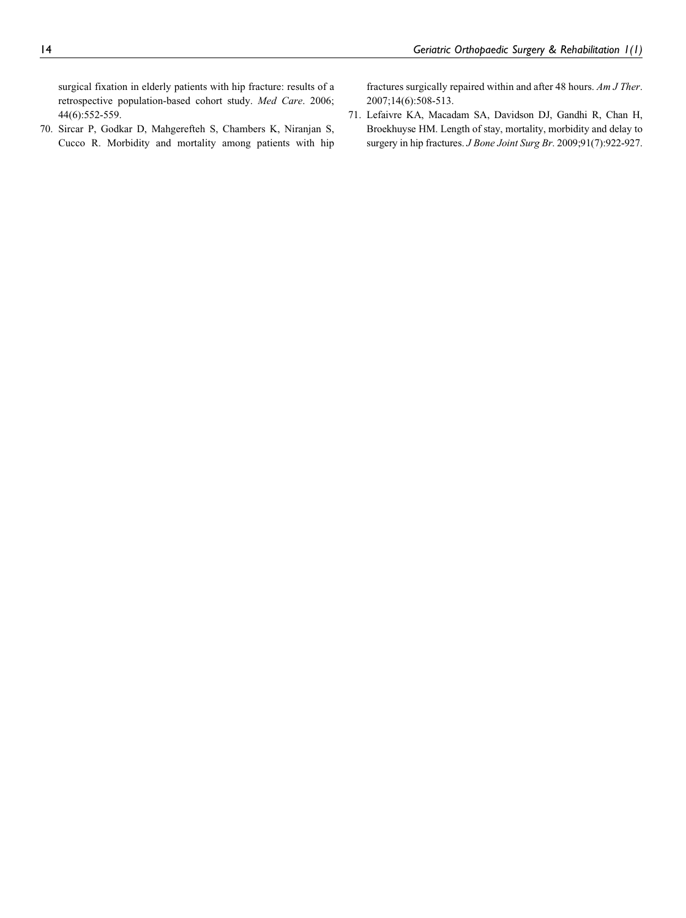surgical fixation in elderly patients with hip fracture: results of a retrospective population-based cohort study. *Med Care*. 2006; 44(6):552-559.

70. Sircar P, Godkar D, Mahgerefteh S, Chambers K, Niranjan S, Cucco R. Morbidity and mortality among patients with hip fractures surgically repaired within and after 48 hours. *Am J Ther*. 2007;14(6):508-513.
71. Lefaivre KA, Macadam SA, Davidson DJ, Gandhi R, Chan H, Broekhuyse HM. Length of stay, mortality, morbidity and delay to surgery in hip fractures. *J Bone Joint Surg Br*. 2009;91(7):922-927.